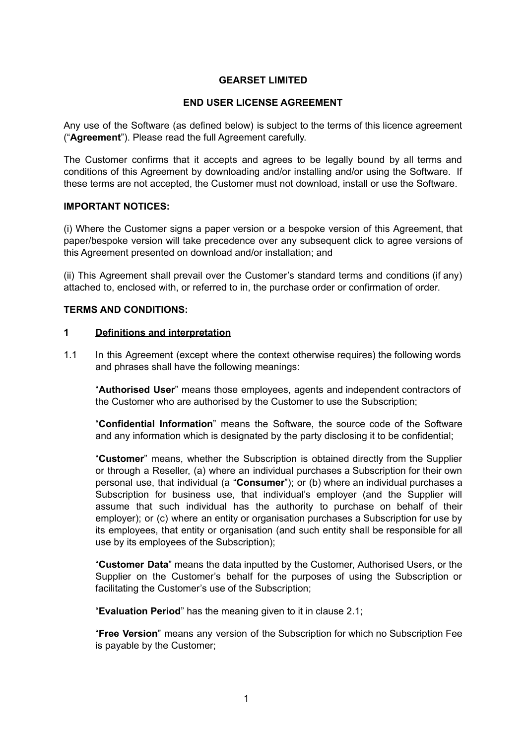# GEARSET LIMITED

## END USER LICENSE AGREEMENT

Any use of the Software (as defined below) is subject to the terms of this licence agreement ("**Agreement**"). Please read the full Agreement carefully.

The Customer confirms that it accepts and agrees to be legally bound by all terms and conditions of this Agreement by downloading and/or installing and/or using the Software. If these terms are not accepted, the Customer must not download, install or use the Software.

**IMPORTANT NOTICES:**

(i) Where the Customer signs a paper version or a bespoke version of this Agreement, that paper/bespoke version will take precedence over any subsequent click to agree versions of this Agreement presented on download and/or installation; and

(ii) This Agreement shall prevail over the Customer's standard terms and conditions (if any) attached to, enclosed with, or referred to in, the purchase order or confirmation of order.

**TERMS AND CONDITIONS:**

**1 Definitions and interpretation**

1.1 In this Agreement (except where the context otherwise requires) the following words and phrases shall have the following meanings:

"**Authorised User**" means those employees, agents and independent contractors of the Customer who are authorised by the Customer to use the Subscription;

"**Confidential Information**" means the Software, the source code of the Software and any information which is designated by the party disclosing it to be confidential;

"**Customer**" means, whether the Subscription is obtained directly from the Supplier or through a Reseller, (a) where an individual purchases a Subscription for their own personal use, that individual (a "**Consumer**"); or (b) where an individual purchases a Subscription for business use, that individual's employer (and the Supplier will assume that such individual has the authority to purchase on behalf of their employer); or (c) where an entity or organisation purchases a Subscription for use by its employees, that entity or organisation (and such entity shall be responsible for all use by its employees of the Subscription);

"**Customer Data**" means the data inputted by the Customer, Authorised Users, or the Supplier on the Customer's behalf for the purposes of using the Subscription or facilitating the Customer's use of the Subscription;

"**Evaluation Period**" has the meaning given to it in clause 2.1;

"**Free Version**" means any version of the Subscription for which no Subscription Fee is payable by the Customer;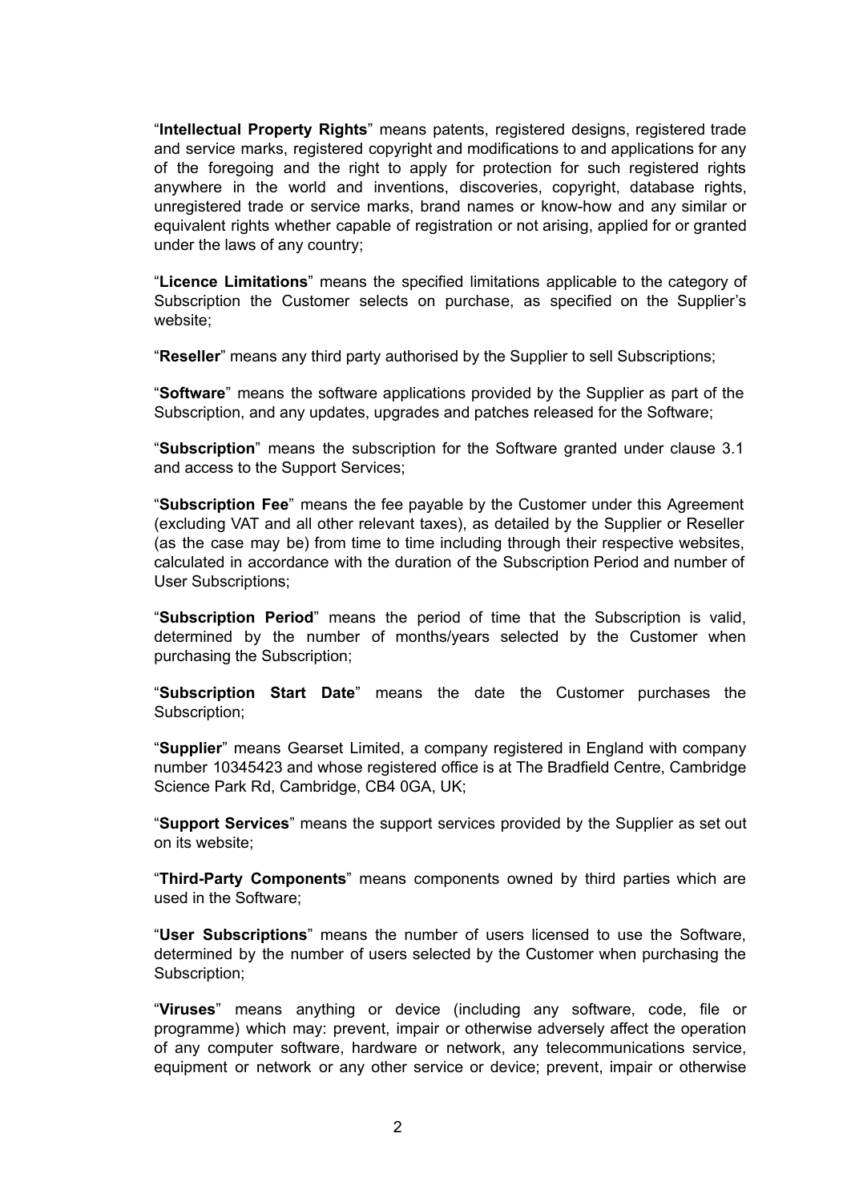"**Intellectual Property Rights**" means patents, registered designs, registered trade and service marks, registered copyright and modifications to and applications for any of the foregoing and the right to apply for protection for such registered rights anywhere in the world and inventions, discoveries, copyright, database rights, unregistered trade or service marks, brand names or know-how and any similar or equivalent rights whether capable of registration or not arising, applied for or granted under the laws of any country;

"**Licence Limitations**" means the specified limitations applicable to the category of Subscription the Customer selects on purchase, as specified on the Supplier's website;

"**Reseller**" means any third party authorised by the Supplier to sell Subscriptions;

"**Software**" means the software applications provided by the Supplier as part of the Subscription, and any updates, upgrades and patches released for the Software;

"**Subscription**" means the subscription for the Software granted under clause 3.1 and access to the Support Services;

"**Subscription Fee**" means the fee payable by the Customer under this Agreement (excluding VAT and all other relevant taxes), as detailed by the Supplier or Reseller (as the case may be) from time to time including through their respective websites, calculated in accordance with the duration of the Subscription Period and number of User Subscriptions;

"**Subscription Period**" means the period of time that the Subscription is valid, determined by the number of months/years selected by the Customer when purchasing the Subscription;

"**Subscription Start Date**" means the date the Customer purchases the Subscription;

"**Supplier**" means Gearset Limited, a company registered in England with company number 10345423 and whose registered office is at The Bradfield Centre, Cambridge Science Park Rd, Cambridge, CB4 0GA, UK;

"**Support Services**" means the support services provided by the Supplier as set out on its website;

"**Third-Party Components**" means components owned by third parties which are used in the Software;

"**User Subscriptions**" means the number of users licensed to use the Software, determined by the number of users selected by the Customer when purchasing the Subscription;

"**Viruses**" means anything or device (including any software, code, file or programme) which may: prevent, impair or otherwise adversely affect the operation of any computer software, hardware or network, any telecommunications service, equipment or network or any other service or device; prevent, impair or otherwise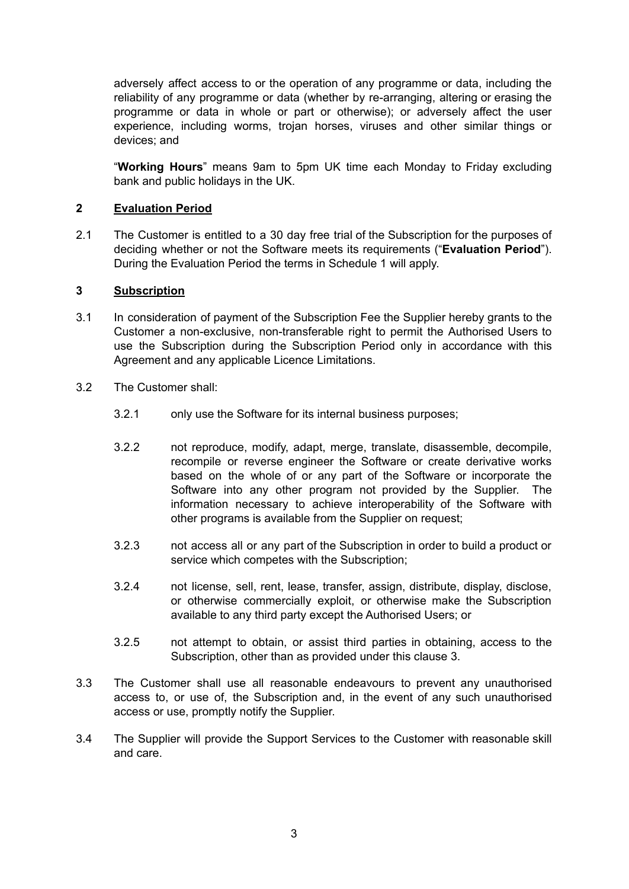adversely affect access to or the operation of any programme or data, including the reliability of any programme or data (whether by re-arranging, altering or erasing the programme or data in whole or part or otherwise); or adversely affect the user experience, including worms, trojan horses, viruses and other similar things or devices; and

"**Working Hours**" means 9am to 5pm UK time each Monday to Friday excluding bank and public holidays in the UK.

## 2 Evaluation Period

2.1 The Customer is entitled to a 30 day free trial of the Subscription for the purposes of deciding whether or not the Software meets its requirements ("**Evaluation Period**"). During the Evaluation Period the terms in Schedule 1 will apply.

## 3 Subscription

3.1 In consideration of payment of the Subscription Fee the Supplier hereby grants to the Customer a non-exclusive, non-transferable right to permit the Authorised Users to use the Subscription during the Subscription Period only in accordance with this Agreement and any applicable Licence Limitations.

3.2 The Customer shall:

3.2.1 only use the Software for its internal business purposes;

3.2.2 not reproduce, modify, adapt, merge, translate, disassemble, decompile, recompile or reverse engineer the Software or create derivative works based on the whole of or any part of the Software or incorporate the Software into any other program not provided by the Supplier. The information necessary to achieve interoperability of the Software with other programs is available from the Supplier on request;

3.2.3 not access all or any part of the Subscription in order to build a product or service which competes with the Subscription;

3.2.4 not license, sell, rent, lease, transfer, assign, distribute, display, disclose, or otherwise commercially exploit, or otherwise make the Subscription available to any third party except the Authorised Users; or

3.2.5 not attempt to obtain, or assist third parties in obtaining, access to the Subscription, other than as provided under this clause 3.

3.3 The Customer shall use all reasonable endeavours to prevent any unauthorised access to, or use of, the Subscription and, in the event of any such unauthorised access or use, promptly notify the Supplier.

3.4 The Supplier will provide the Support Services to the Customer with reasonable skill and care.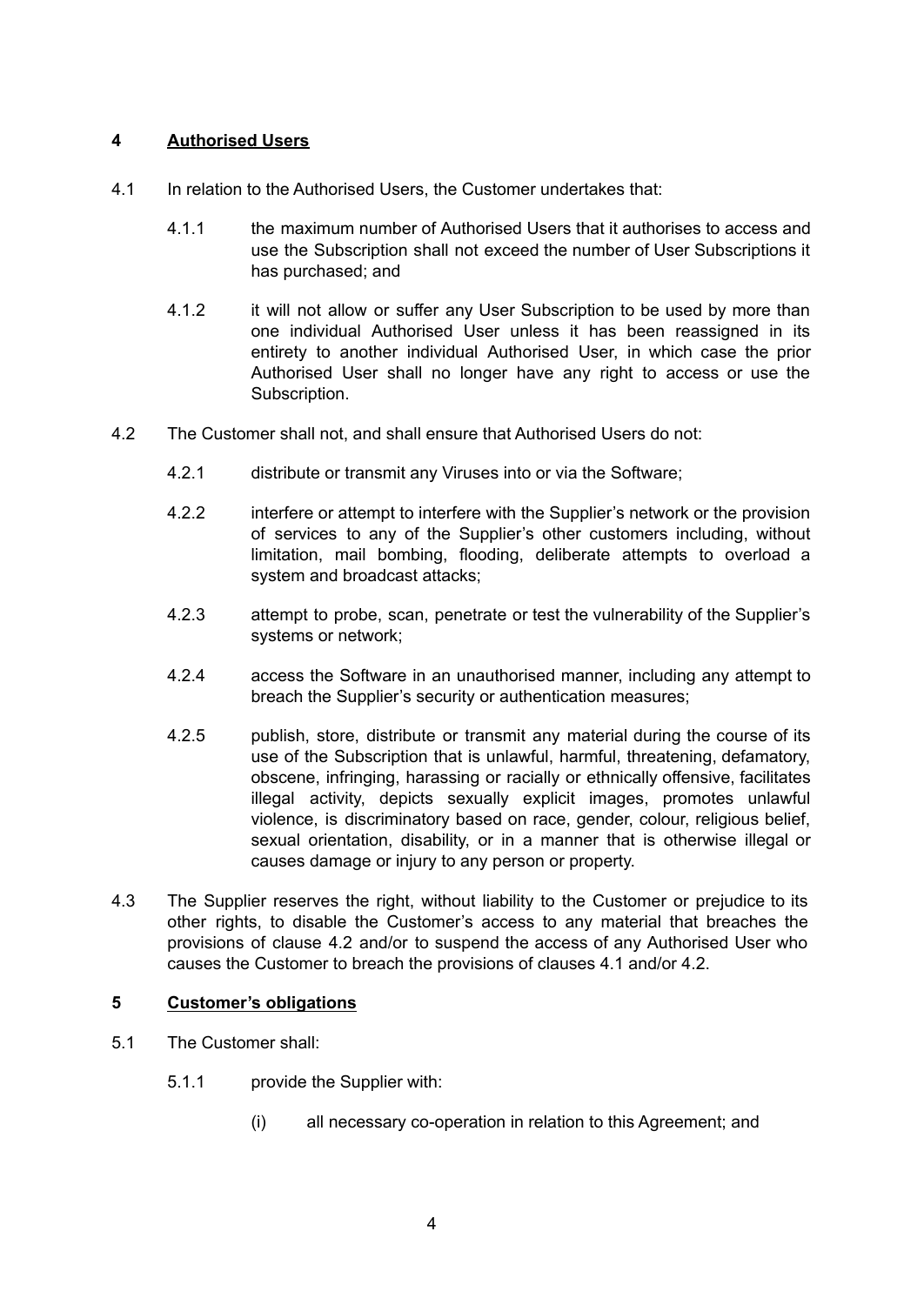## 4 **Authorised Users**

4.1 In relation to the Authorised Users, the Customer undertakes that:

4.1.1 the maximum number of Authorised Users that it authorises to access and use the Subscription shall not exceed the number of User Subscriptions it has purchased; and

4.1.2 it will not allow or suffer any User Subscription to be used by more than one individual Authorised User unless it has been reassigned in its entirety to another individual Authorised User, in which case the prior Authorised User shall no longer have any right to access or use the Subscription.

4.2 The Customer shall not, and shall ensure that Authorised Users do not:

4.2.1 distribute or transmit any Viruses into or via the Software;

4.2.2 interfere or attempt to interfere with the Supplier's network or the provision of services to any of the Supplier's other customers including, without limitation, mail bombing, flooding, deliberate attempts to overload a system and broadcast attacks;

4.2.3 attempt to probe, scan, penetrate or test the vulnerability of the Supplier's systems or network;

4.2.4 access the Software in an unauthorised manner, including any attempt to breach the Supplier's security or authentication measures;

4.2.5 publish, store, distribute or transmit any material during the course of its use of the Subscription that is unlawful, harmful, threatening, defamatory, obscene, infringing, harassing or racially or ethnically offensive, facilitates illegal activity, depicts sexually explicit images, promotes unlawful violence, is discriminatory based on race, gender, colour, religious belief, sexual orientation, disability, or in a manner that is otherwise illegal or causes damage or injury to any person or property.

4.3 The Supplier reserves the right, without liability to the Customer or prejudice to its other rights, to disable the Customer's access to any material that breaches the provisions of clause 4.2 and/or to suspend the access of any Authorised User who causes the Customer to breach the provisions of clauses 4.1 and/or 4.2.

## 5 **Customer's obligations**

5.1 The Customer shall:

5.1.1 provide the Supplier with:

(i) all necessary co-operation in relation to this Agreement; and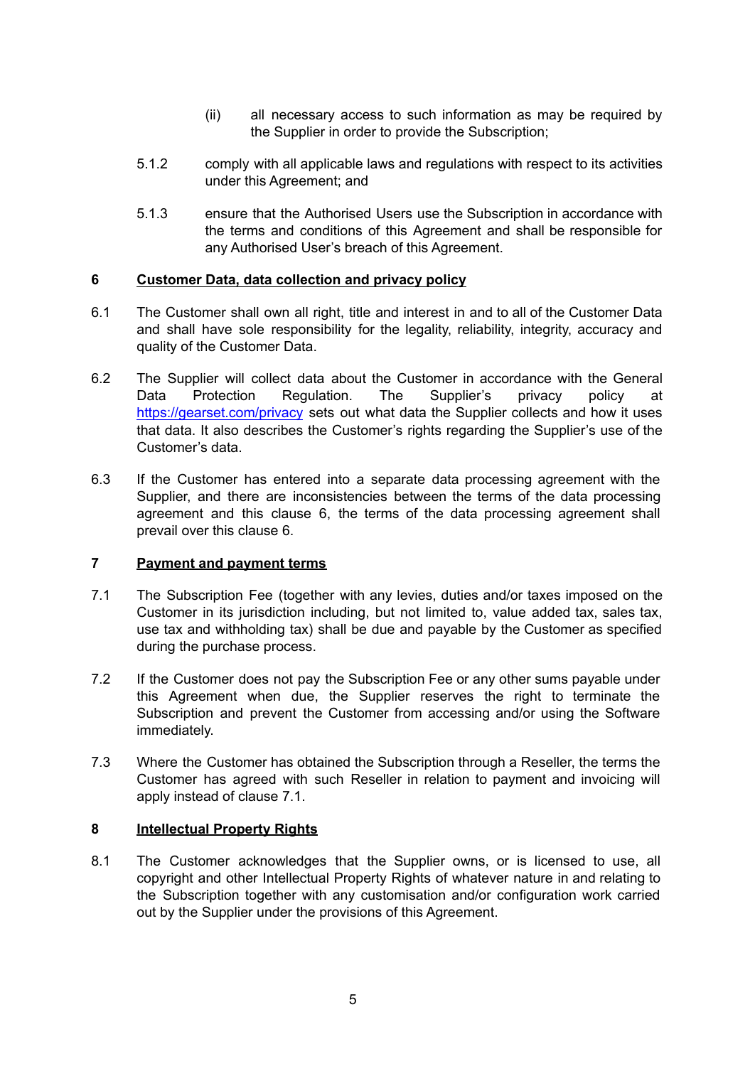(ii) all necessary access to such information as may be required by the Supplier in order to provide the Subscription;

5.1.2 comply with all applicable laws and regulations with respect to its activities under this Agreement; and

5.1.3 ensure that the Authorised Users use the Subscription in accordance with the terms and conditions of this Agreement and shall be responsible for any Authorised User's breach of this Agreement.

## 6 <u>Customer Data, data collection and privacy policy</u>

6.1 The Customer shall own all right, title and interest in and to all of the Customer Data and shall have sole responsibility for the legality, reliability, integrity, accuracy and quality of the Customer Data.

6.2 The Supplier will collect data about the Customer in accordance with the General Data Protection Regulation. The Supplier's privacy policy at [https://gearset.com/privacy](https://gearset.com/privacy) sets out what data the Supplier collects and how it uses that data. It also describes the Customer's rights regarding the Supplier's use of the Customer's data.

6.3 If the Customer has entered into a separate data processing agreement with the Supplier, and there are inconsistencies between the terms of the data processing agreement and this clause 6, the terms of the data processing agreement shall prevail over this clause 6.

## 7 <u>Payment and payment terms</u>

7.1 The Subscription Fee (together with any levies, duties and/or taxes imposed on the Customer in its jurisdiction including, but not limited to, value added tax, sales tax, use tax and withholding tax) shall be due and payable by the Customer as specified during the purchase process.

7.2 If the Customer does not pay the Subscription Fee or any other sums payable under this Agreement when due, the Supplier reserves the right to terminate the Subscription and prevent the Customer from accessing and/or using the Software immediately.

7.3 Where the Customer has obtained the Subscription through a Reseller, the terms the Customer has agreed with such Reseller in relation to payment and invoicing will apply instead of clause 7.1.

## 8 <u>Intellectual Property Rights</u>

8.1 The Customer acknowledges that the Supplier owns, or is licensed to use, all copyright and other Intellectual Property Rights of whatever nature in and relating to the Subscription together with any customisation and/or configuration work carried out by the Supplier under the provisions of this Agreement.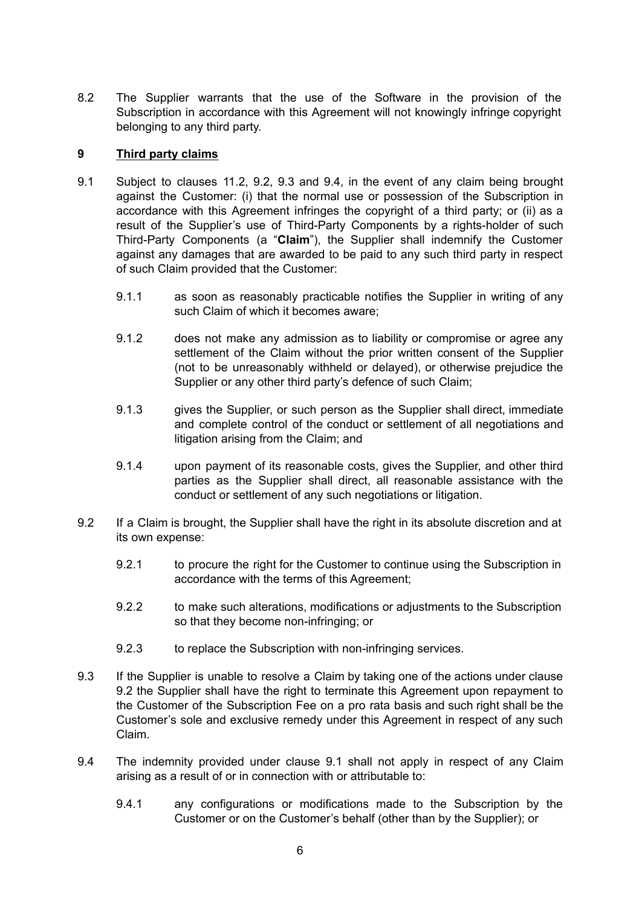8.2 The Supplier warrants that the use of the Software in the provision of the Subscription in accordance with this Agreement will not knowingly infringe copyright belonging to any third party.

## 9 Third party claims

9.1 Subject to clauses 11.2, 9.2, 9.3 and 9.4, in the event of any claim being brought against the Customer: (i) that the normal use or possession of the Subscription in accordance with this Agreement infringes the copyright of a third party; or (ii) as a result of the Supplier's use of Third-Party Components by a rights-holder of such Third-Party Components (a "**Claim**"), the Supplier shall indemnify the Customer against any damages that are awarded to be paid to any such third party in respect of such Claim provided that the Customer:

9.1.1 as soon as reasonably practicable notifies the Supplier in writing of any such Claim of which it becomes aware;

9.1.2 does not make any admission as to liability or compromise or agree any settlement of the Claim without the prior written consent of the Supplier (not to be unreasonably withheld or delayed), or otherwise prejudice the Supplier or any other third party's defence of such Claim;

9.1.3 gives the Supplier, or such person as the Supplier shall direct, immediate and complete control of the conduct or settlement of all negotiations and litigation arising from the Claim; and

9.1.4 upon payment of its reasonable costs, gives the Supplier, and other third parties as the Supplier shall direct, all reasonable assistance with the conduct or settlement of any such negotiations or litigation.

9.2 If a Claim is brought, the Supplier shall have the right in its absolute discretion and at its own expense:

9.2.1 to procure the right for the Customer to continue using the Subscription in accordance with the terms of this Agreement;

9.2.2 to make such alterations, modifications or adjustments to the Subscription so that they become non-infringing; or

9.2.3 to replace the Subscription with non-infringing services.

9.3 If the Supplier is unable to resolve a Claim by taking one of the actions under clause 9.2 the Supplier shall have the right to terminate this Agreement upon repayment to the Customer of the Subscription Fee on a pro rata basis and such right shall be the Customer's sole and exclusive remedy under this Agreement in respect of any such Claim.

9.4 The indemnity provided under clause 9.1 shall not apply in respect of any Claim arising as a result of or in connection with or attributable to:

9.4.1 any configurations or modifications made to the Subscription by the Customer or on the Customer's behalf (other than by the Supplier); or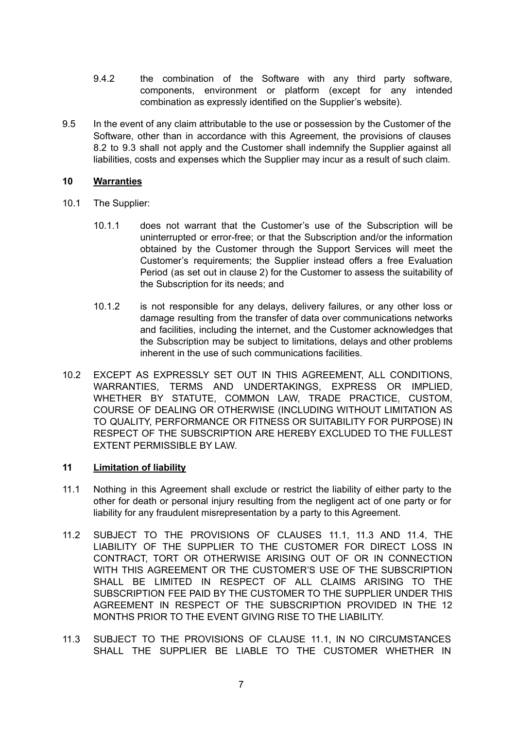9.4.2 the combination of the Software with any third party software, components, environment or platform (except for any intended combination as expressly identified on the Supplier's website).

9.5 In the event of any claim attributable to the use or possession by the Customer of the Software, other than in accordance with this Agreement, the provisions of clauses 8.2 to 9.3 shall not apply and the Customer shall indemnify the Supplier against all liabilities, costs and expenses which the Supplier may incur as a result of such claim.

## 10 Warranties

10.1 The Supplier:

10.1.1 does not warrant that the Customer's use of the Subscription will be uninterrupted or error-free; or that the Subscription and/or the information obtained by the Customer through the Support Services will meet the Customer's requirements; the Supplier instead offers a free Evaluation Period (as set out in clause 2) for the Customer to assess the suitability of the Subscription for its needs; and

10.1.2 is not responsible for any delays, delivery failures, or any other loss or damage resulting from the transfer of data over communications networks and facilities, including the internet, and the Customer acknowledges that the Subscription may be subject to limitations, delays and other problems inherent in the use of such communications facilities.

10.2 EXCEPT AS EXPRESSLY SET OUT IN THIS AGREEMENT, ALL CONDITIONS, WARRANTIES, TERMS AND UNDERTAKINGS, EXPRESS OR IMPLIED, WHETHER BY STATUTE, COMMON LAW, TRADE PRACTICE, CUSTOM, COURSE OF DEALING OR OTHERWISE (INCLUDING WITHOUT LIMITATION AS TO QUALITY, PERFORMANCE OR FITNESS OR SUITABILITY FOR PURPOSE) IN RESPECT OF THE SUBSCRIPTION ARE HEREBY EXCLUDED TO THE FULLEST EXTENT PERMISSIBLE BY LAW.

## 11 Limitation of liability

11.1 Nothing in this Agreement shall exclude or restrict the liability of either party to the other for death or personal injury resulting from the negligent act of one party or for liability for any fraudulent misrepresentation by a party to this Agreement.

11.2 SUBJECT TO THE PROVISIONS OF CLAUSES 11.1, 11.3 AND 11.4, THE LIABILITY OF THE SUPPLIER TO THE CUSTOMER FOR DIRECT LOSS IN CONTRACT, TORT OR OTHERWISE ARISING OUT OF OR IN CONNECTION WITH THIS AGREEMENT OR THE CUSTOMER'S USE OF THE SUBSCRIPTION SHALL BE LIMITED IN RESPECT OF ALL CLAIMS ARISING TO THE SUBSCRIPTION FEE PAID BY THE CUSTOMER TO THE SUPPLIER UNDER THIS AGREEMENT IN RESPECT OF THE SUBSCRIPTION PROVIDED IN THE 12 MONTHS PRIOR TO THE EVENT GIVING RISE TO THE LIABILITY.

11.3 SUBJECT TO THE PROVISIONS OF CLAUSE 11.1, IN NO CIRCUMSTANCES SHALL THE SUPPLIER BE LIABLE TO THE CUSTOMER WHETHER IN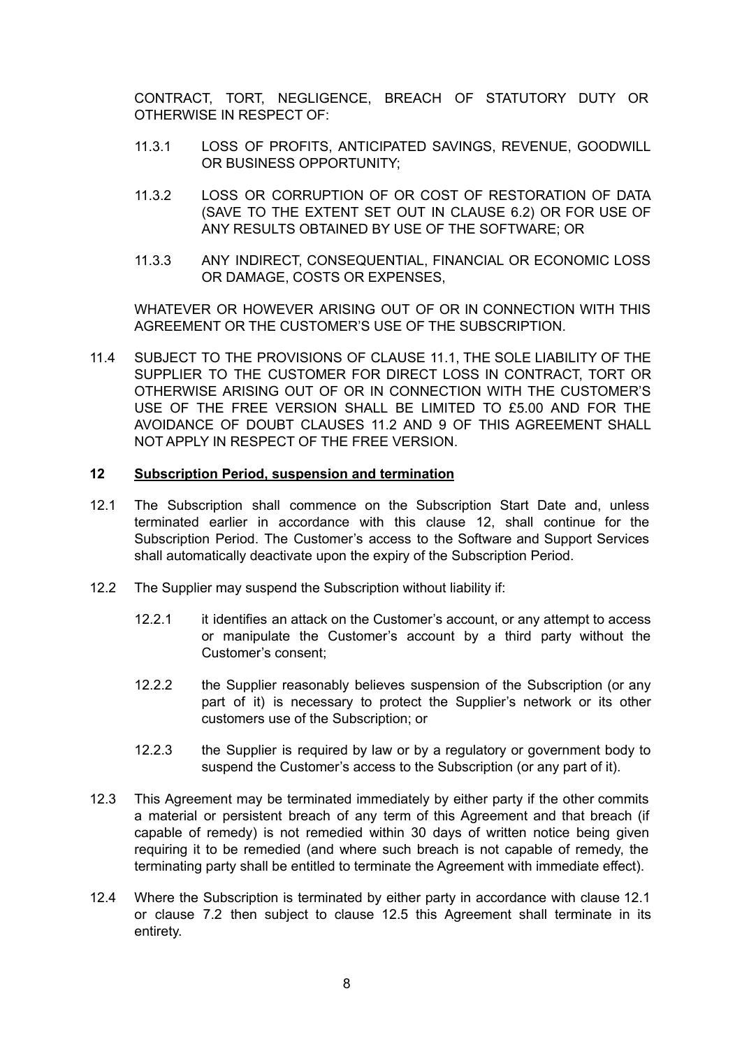CONTRACT, TORT, NEGLIGENCE, BREACH OF STATUTORY DUTY OR OTHERWISE IN RESPECT OF:

11.3.1 LOSS OF PROFITS, ANTICIPATED SAVINGS, REVENUE, GOODWILL OR BUSINESS OPPORTUNITY;

11.3.2 LOSS OR CORRUPTION OF OR COST OF RESTORATION OF DATA (SAVE TO THE EXTENT SET OUT IN CLAUSE 6.2) OR FOR USE OF ANY RESULTS OBTAINED BY USE OF THE SOFTWARE; OR

11.3.3 ANY INDIRECT, CONSEQUENTIAL, FINANCIAL OR ECONOMIC LOSS OR DAMAGE, COSTS OR EXPENSES,

WHATEVER OR HOWEVER ARISING OUT OF OR IN CONNECTION WITH THIS AGREEMENT OR THE CUSTOMER'S USE OF THE SUBSCRIPTION.

11.4 SUBJECT TO THE PROVISIONS OF CLAUSE 11.1, THE SOLE LIABILITY OF THE SUPPLIER TO THE CUSTOMER FOR DIRECT LOSS IN CONTRACT, TORT OR OTHERWISE ARISING OUT OF OR IN CONNECTION WITH THE CUSTOMER'S USE OF THE FREE VERSION SHALL BE LIMITED TO £5.00 AND FOR THE AVOIDANCE OF DOUBT CLAUSES 11.2 AND 9 OF THIS AGREEMENT SHALL NOT APPLY IN RESPECT OF THE FREE VERSION.

## 12 Subscription Period, suspension and termination

12.1 The Subscription shall commence on the Subscription Start Date and, unless terminated earlier in accordance with this clause 12, shall continue for the Subscription Period. The Customer's access to the Software and Support Services shall automatically deactivate upon the expiry of the Subscription Period.

12.2 The Supplier may suspend the Subscription without liability if:

12.2.1 it identifies an attack on the Customer's account, or any attempt to access or manipulate the Customer's account by a third party without the Customer's consent;

12.2.2 the Supplier reasonably believes suspension of the Subscription (or any part of it) is necessary to protect the Supplier's network or its other customers use of the Subscription; or

12.2.3 the Supplier is required by law or by a regulatory or government body to suspend the Customer's access to the Subscription (or any part of it).

12.3 This Agreement may be terminated immediately by either party if the other commits a material or persistent breach of any term of this Agreement and that breach (if capable of remedy) is not remedied within 30 days of written notice being given requiring it to be remedied (and where such breach is not capable of remedy, the terminating party shall be entitled to terminate the Agreement with immediate effect).

12.4 Where the Subscription is terminated by either party in accordance with clause 12.1 or clause 7.2 then subject to clause 12.5 this Agreement shall terminate in its entirety.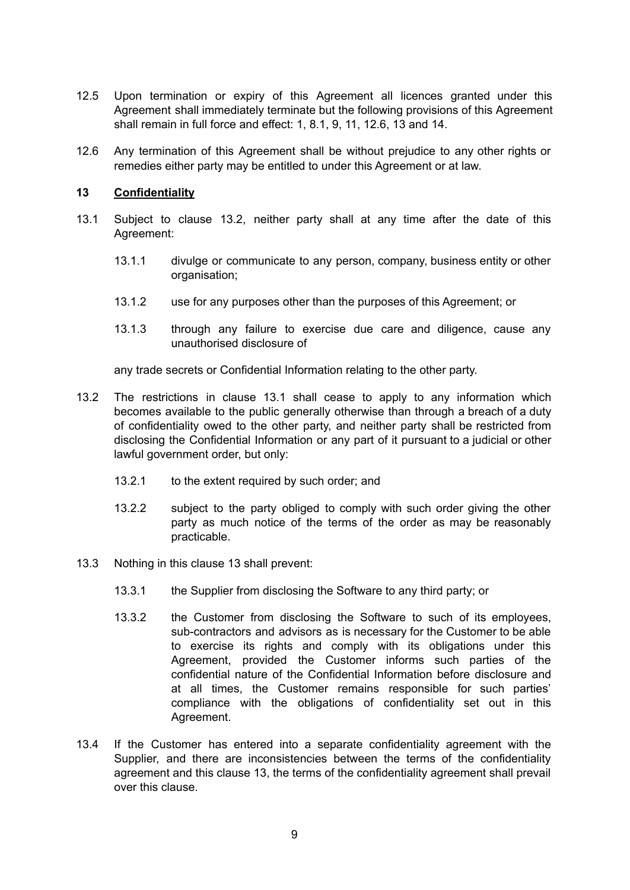12.5 Upon termination or expiry of this Agreement all licences granted under this Agreement shall immediately terminate but the following provisions of this Agreement shall remain in full force and effect: 1, 8.1, 9, 11, 12.6, 13 and 14.

12.6 Any termination of this Agreement shall be without prejudice to any other rights or remedies either party may be entitled to under this Agreement or at law.

## 13 Confidentiality

13.1 Subject to clause 13.2, neither party shall at any time after the date of this Agreement:

13.1.1 divulge or communicate to any person, company, business entity or other organisation;

13.1.2 use for any purposes other than the purposes of this Agreement; or

13.1.3 through any failure to exercise due care and diligence, cause any unauthorised disclosure of

any trade secrets or Confidential Information relating to the other party.

13.2 The restrictions in clause 13.1 shall cease to apply to any information which becomes available to the public generally otherwise than through a breach of a duty of confidentiality owed to the other party, and neither party shall be restricted from disclosing the Confidential Information or any part of it pursuant to a judicial or other lawful government order, but only:

13.2.1 to the extent required by such order; and

13.2.2 subject to the party obliged to comply with such order giving the other party as much notice of the terms of the order as may be reasonably practicable.

13.3 Nothing in this clause 13 shall prevent:

13.3.1 the Supplier from disclosing the Software to any third party; or

13.3.2 the Customer from disclosing the Software to such of its employees, sub-contractors and advisors as is necessary for the Customer to be able to exercise its rights and comply with its obligations under this Agreement, provided the Customer informs such parties of the confidential nature of the Confidential Information before disclosure and at all times, the Customer remains responsible for such parties' compliance with the obligations of confidentiality set out in this Agreement.

13.4 If the Customer has entered into a separate confidentiality agreement with the Supplier, and there are inconsistencies between the terms of the confidentiality agreement and this clause 13, the terms of the confidentiality agreement shall prevail over this clause.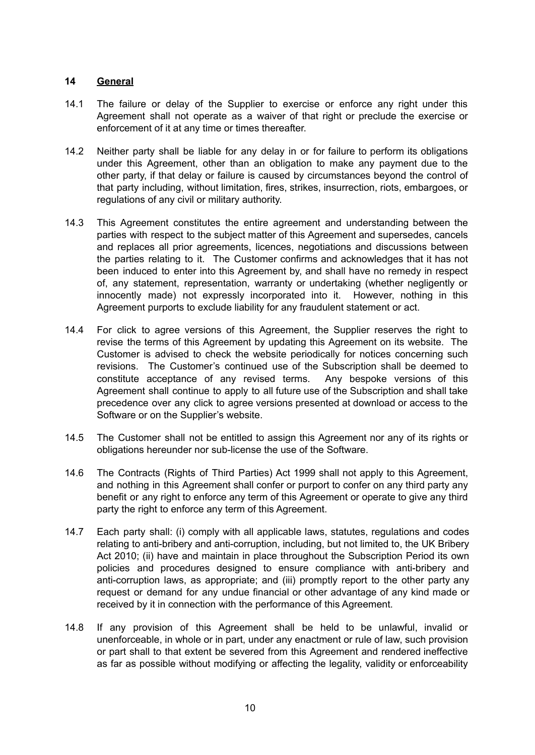## 14 General

14.1 The failure or delay of the Supplier to exercise or enforce any right under this Agreement shall not operate as a waiver of that right or preclude the exercise or enforcement of it at any time or times thereafter.

14.2 Neither party shall be liable for any delay in or for failure to perform its obligations under this Agreement, other than an obligation to make any payment due to the other party, if that delay or failure is caused by circumstances beyond the control of that party including, without limitation, fires, strikes, insurrection, riots, embargoes, or regulations of any civil or military authority.

14.3 This Agreement constitutes the entire agreement and understanding between the parties with respect to the subject matter of this Agreement and supersedes, cancels and replaces all prior agreements, licences, negotiations and discussions between the parties relating to it. The Customer confirms and acknowledges that it has not been induced to enter into this Agreement by, and shall have no remedy in respect of, any statement, representation, warranty or undertaking (whether negligently or innocently made) not expressly incorporated into it. However, nothing in this Agreement purports to exclude liability for any fraudulent statement or act.

14.4 For click to agree versions of this Agreement, the Supplier reserves the right to revise the terms of this Agreement by updating this Agreement on its website. The Customer is advised to check the website periodically for notices concerning such revisions. The Customer's continued use of the Subscription shall be deemed to constitute acceptance of any revised terms. Any bespoke versions of this Agreement shall continue to apply to all future use of the Subscription and shall take precedence over any click to agree versions presented at download or access to the Software or on the Supplier's website.

14.5 The Customer shall not be entitled to assign this Agreement nor any of its rights or obligations hereunder nor sub-license the use of the Software.

14.6 The Contracts (Rights of Third Parties) Act 1999 shall not apply to this Agreement, and nothing in this Agreement shall confer or purport to confer on any third party any benefit or any right to enforce any term of this Agreement or operate to give any third party the right to enforce any term of this Agreement.

14.7 Each party shall: (i) comply with all applicable laws, statutes, regulations and codes relating to anti-bribery and anti-corruption, including, but not limited to, the UK Bribery Act 2010; (ii) have and maintain in place throughout the Subscription Period its own policies and procedures designed to ensure compliance with anti-bribery and anti-corruption laws, as appropriate; and (iii) promptly report to the other party any request or demand for any undue financial or other advantage of any kind made or received by it in connection with the performance of this Agreement.

14.8 If any provision of this Agreement shall be held to be unlawful, invalid or unenforceable, in whole or in part, under any enactment or rule of law, such provision or part shall to that extent be severed from this Agreement and rendered ineffective as far as possible without modifying or affecting the legality, validity or enforceability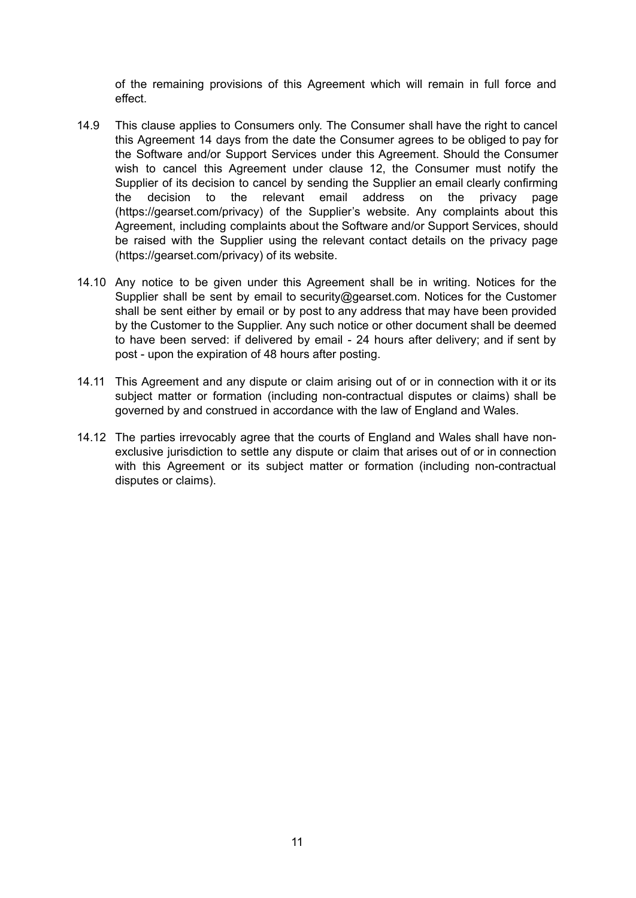of the remaining provisions of this Agreement which will remain in full force and effect.

14.9 This clause applies to Consumers only. The Consumer shall have the right to cancel this Agreement 14 days from the date the Consumer agrees to be obliged to pay for the Software and/or Support Services under this Agreement. Should the Consumer wish to cancel this Agreement under clause 12, the Consumer must notify the Supplier of its decision to cancel by sending the Supplier an email clearly confirming the decision to the relevant email address on the privacy page (https://gearset.com/privacy) of the Supplier's website. Any complaints about this Agreement, including complaints about the Software and/or Support Services, should be raised with the Supplier using the relevant contact details on the privacy page (https://gearset.com/privacy) of its website.

14.10 Any notice to be given under this Agreement shall be in writing. Notices for the Supplier shall be sent by email to security@gearset.com. Notices for the Customer shall be sent either by email or by post to any address that may have been provided by the Customer to the Supplier. Any such notice or other document shall be deemed to have been served: if delivered by email - 24 hours after delivery; and if sent by post - upon the expiration of 48 hours after posting.

14.11 This Agreement and any dispute or claim arising out of or in connection with it or its subject matter or formation (including non-contractual disputes or claims) shall be governed by and construed in accordance with the law of England and Wales.

14.12 The parties irrevocably agree that the courts of England and Wales shall have non-exclusive jurisdiction to settle any dispute or claim that arises out of or in connection with this Agreement or its subject matter or formation (including non-contractual disputes or claims).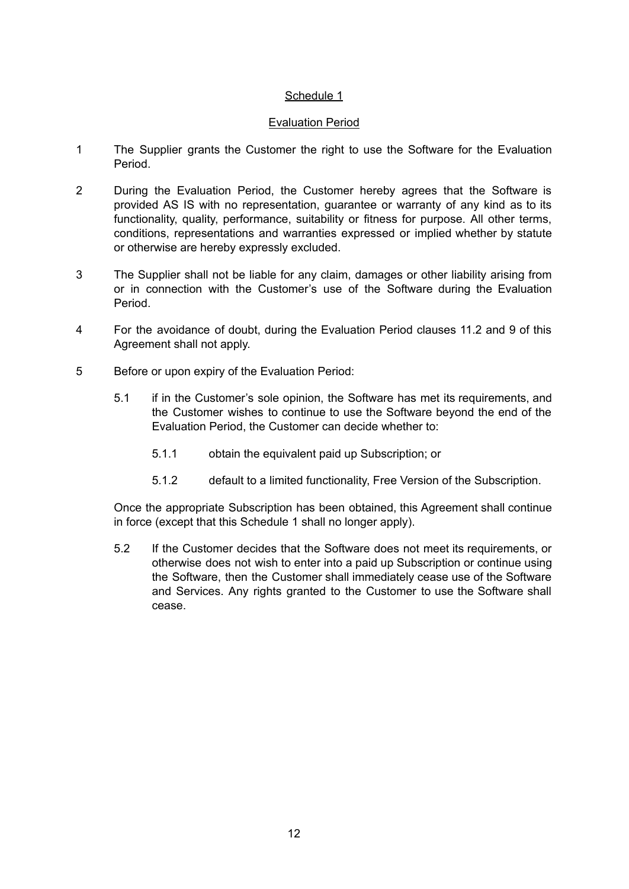## Schedule 1

## Evaluation Period

1. The Supplier grants the Customer the right to use the Software for the Evaluation Period.

2. During the Evaluation Period, the Customer hereby agrees that the Software is provided AS IS with no representation, guarantee or warranty of any kind as to its functionality, quality, performance, suitability or fitness for purpose. All other terms, conditions, representations and warranties expressed or implied whether by statute or otherwise are hereby expressly excluded.

3. The Supplier shall not be liable for any claim, damages or other liability arising from or in connection with the Customer's use of the Software during the Evaluation Period.

4. For the avoidance of doubt, during the Evaluation Period clauses 11.2 and 9 of this Agreement shall not apply.

5. Before or upon expiry of the Evaluation Period:

   5.1 if in the Customer's sole opinion, the Software has met its requirements, and the Customer wishes to continue to use the Software beyond the end of the Evaluation Period, the Customer can decide whether to:

   5.1.1 obtain the equivalent paid up Subscription; or

   5.1.2 default to a limited functionality, Free Version of the Subscription.

   Once the appropriate Subscription has been obtained, this Agreement shall continue in force (except that this Schedule 1 shall no longer apply).

   5.2 If the Customer decides that the Software does not meet its requirements, or otherwise does not wish to enter into a paid up Subscription or continue using the Software, then the Customer shall immediately cease use of the Software and Services. Any rights granted to the Customer to use the Software shall cease.